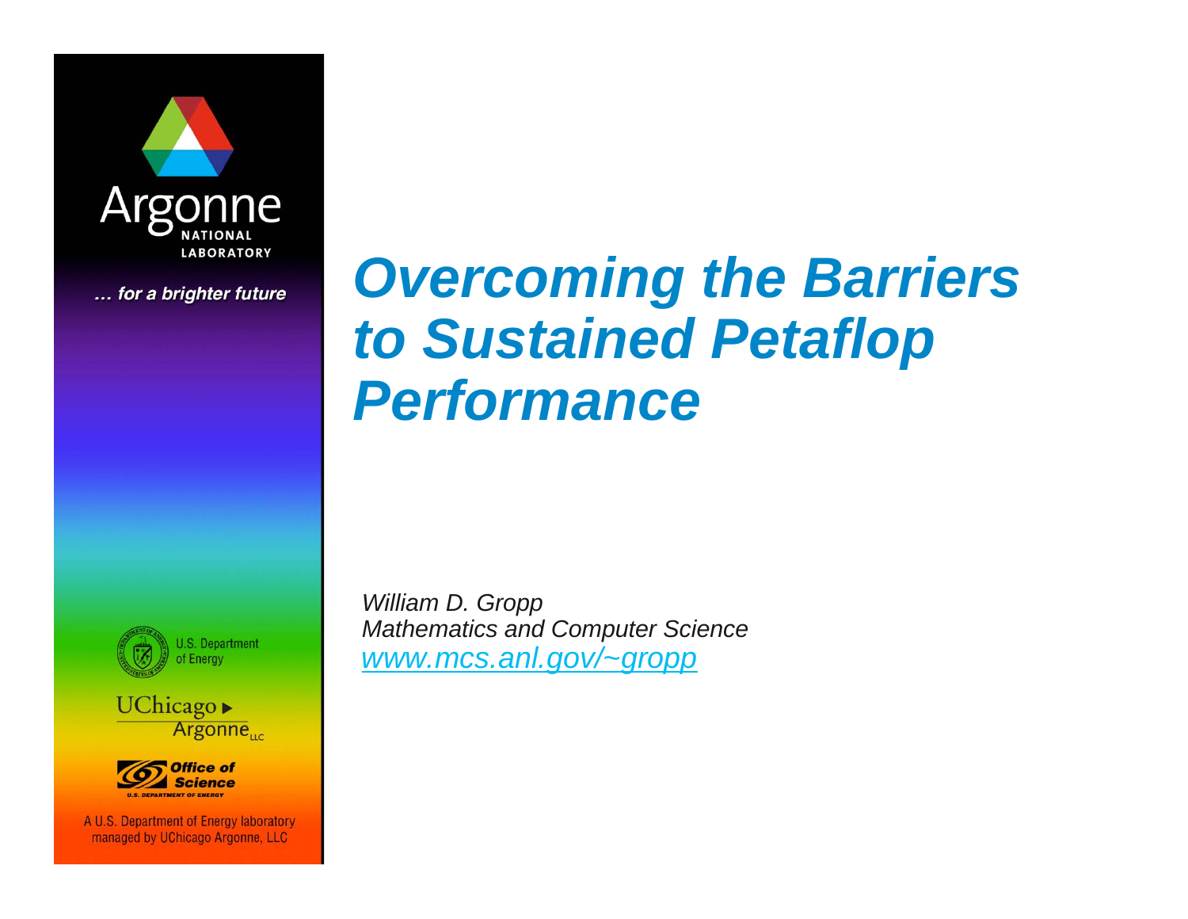# *Overcoming the Barriers to Sustained Petaflop Performance*

*William D. Gropp*
*Mathematics and Computer Science*
*[www.mcs.anl.gov/~gropp](http://www.mcs.anl.gov/~gropp)*

Argonne NATIONAL LABORATORY

*... for a brighter future*

U.S. Department of Energy

UChicago Argonne LLC

Office of Science
U.S. DEPARTMENT OF ENERGY

A U.S. Department of Energy laboratory managed by UChicago Argonne, LLC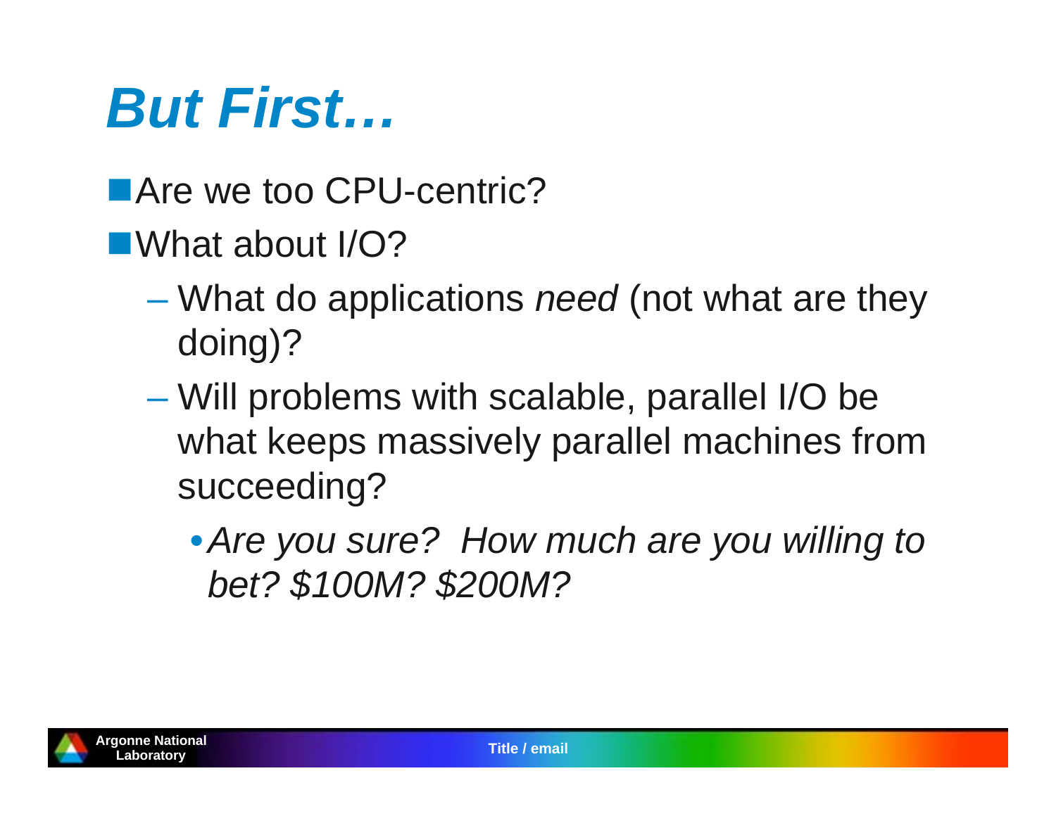# *But First…*

- Are we too CPU-centric?
- What about I/O?
  - What do applications *need* (not what are they doing)?
  - Will problems with scalable, parallel I/O be what keeps massively parallel machines from succeeding?
    - *Are you sure? How much are you willing to bet? $100M? $200M?*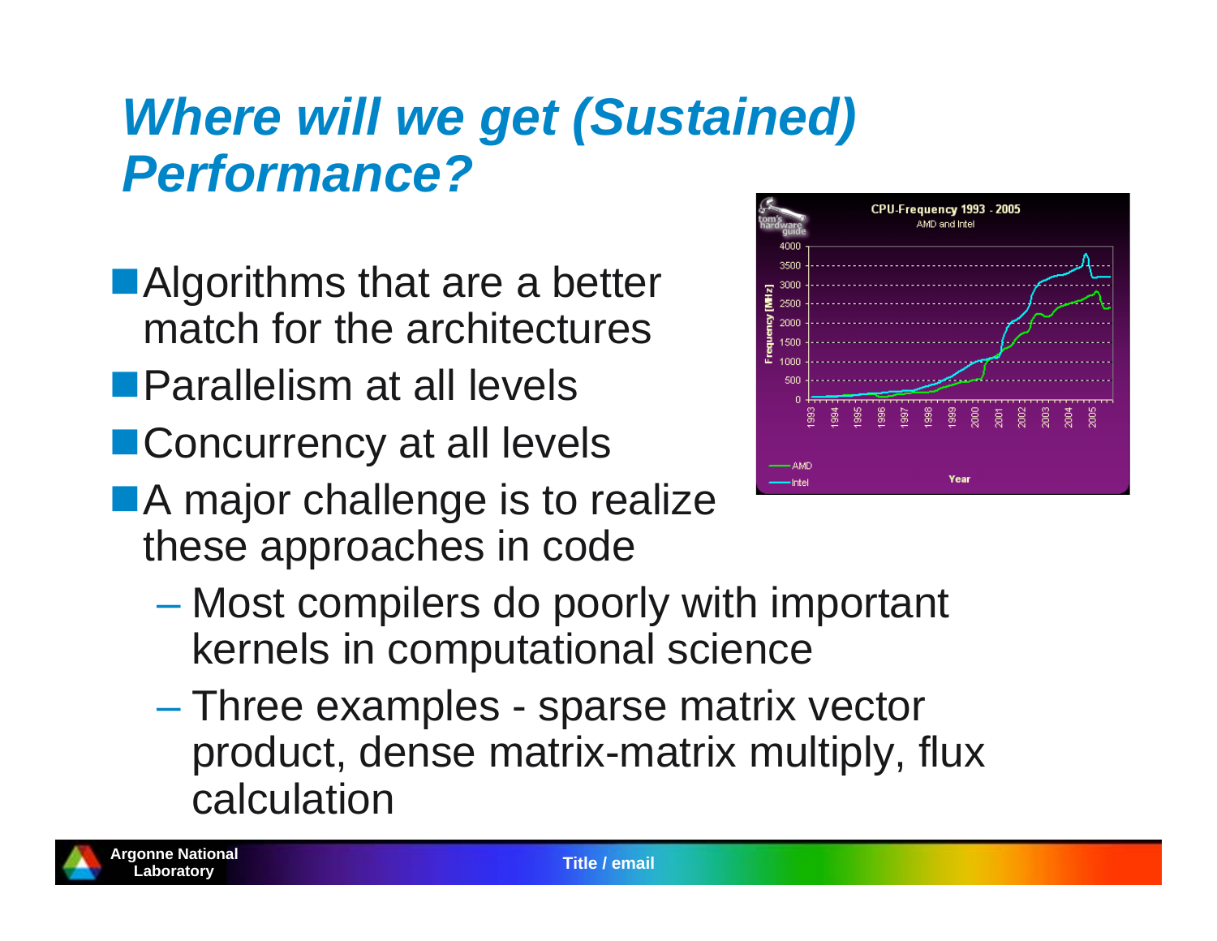# *Where will we get (Sustained) Performance?*

- Algorithms that are a better match for the architectures
- Parallelism at all levels
- Concurrency at all levels
- A major challenge is to realize these approaches in code
  - Most compilers do poorly with important kernels in computational science
  - Three examples - sparse matrix vector product, dense matrix-matrix multiply, flux calculation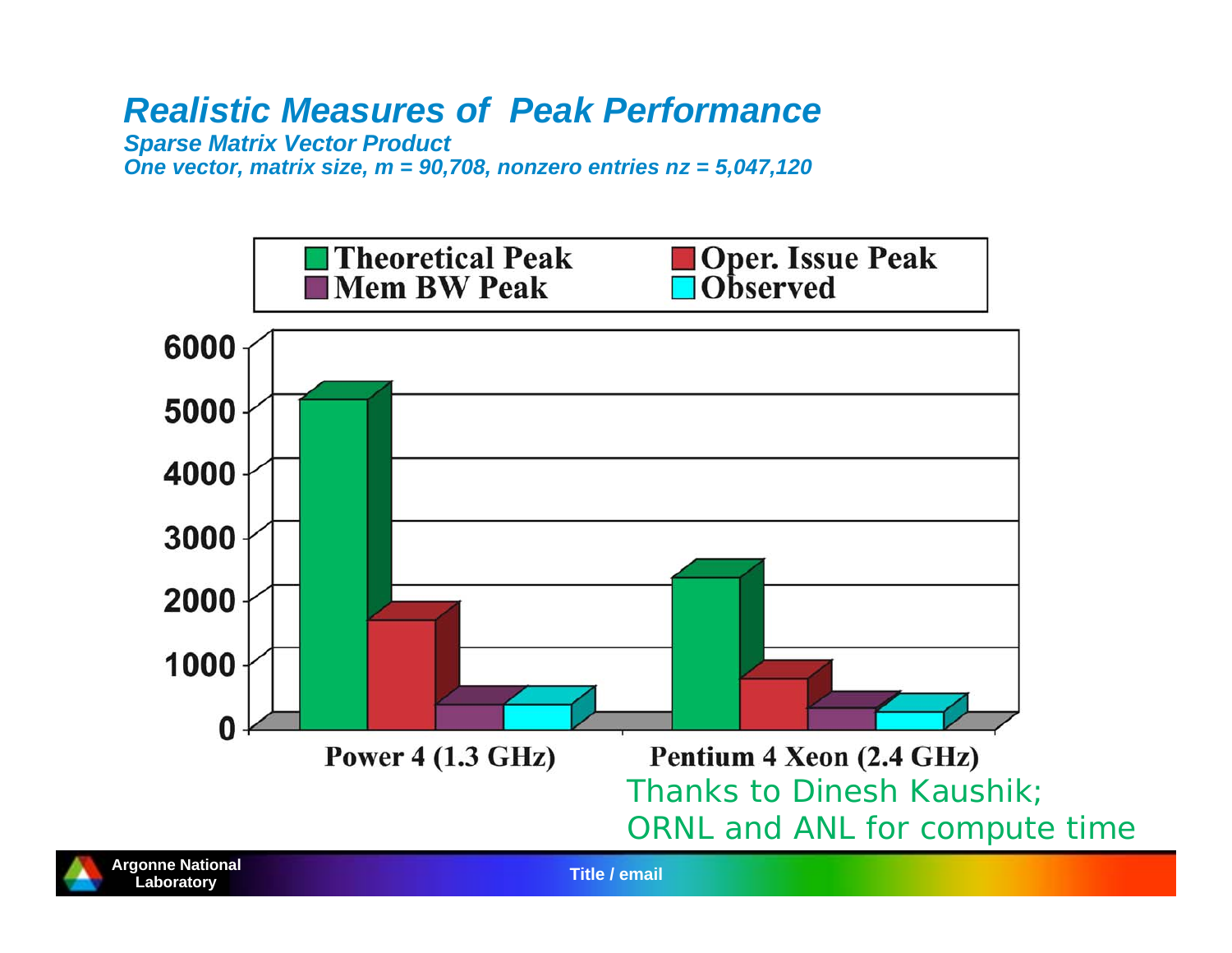# Realistic Measures of Peak Performance

***Sparse Matrix Vector Product***

***One vector, matrix size, m = 90,708, nonzero entries nz = 5,047,120***

| | Theoretical Peak | Oper. Issue Peak | Mem BW Peak | Observed |
|---|---|---|---|---|
| Power 4 (1.3 GHz) | ~5100 | ~1600 | ~300 | ~300 |
| Pentium 4 Xeon (2.4 GHz) | ~2300 | ~700 | ~250 | ~200 |

Thanks to Dinesh Kaushik; ORNL and ANL for compute time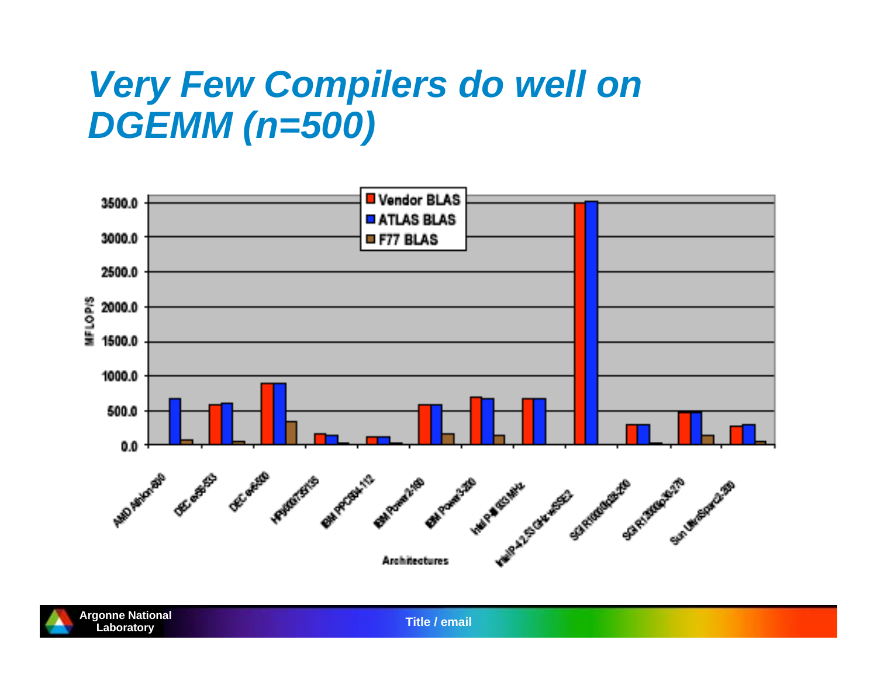# Very Few Compilers do well on DGEMM (n=500)

MFLOP/S

- Vendor BLAS
- ATLAS BLAS
- F77 BLAS

3500.0
3000.0
2500.0
2000.0
1500.0
1000.0
500.0
0.0

AMD Athlon-600
DEC ev56-533
DEC ev6-500
HP9000/735/135
IBM PPC604-112
IBM Power2-160
IBM Power3-200
Intel P-III 933 MHz
Intel P-4 2.53 GHz w/SSE2
SGI R10000ip28-200
SGI R12000ip30-270
Sun UltraSparc2-200

Architectures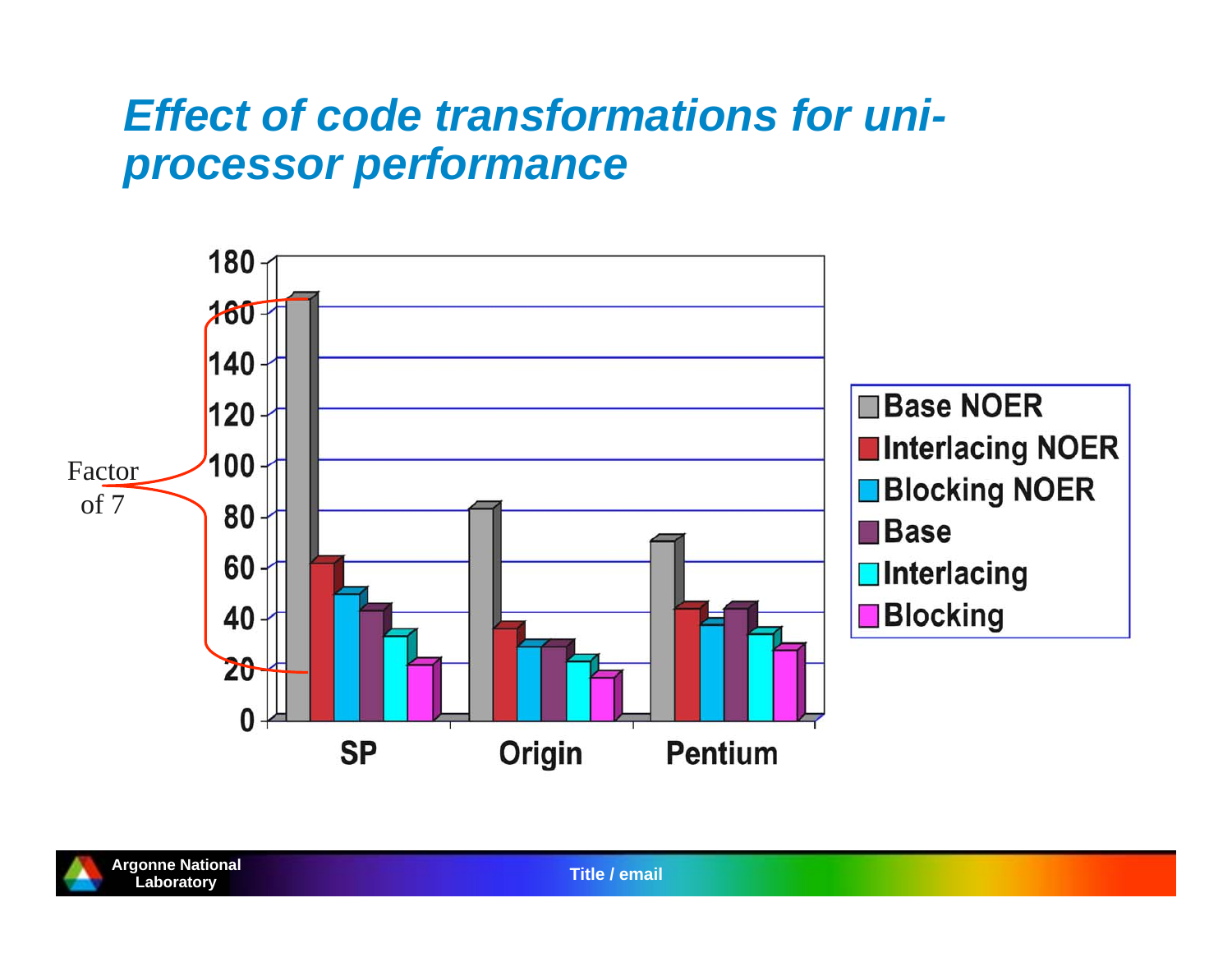# *Effect of code transformations for uni-processor performance*

Factor of 7

| | Base NOER | Interlacing NOER | Blocking NOER | Base | Interlacing | Blocking |
|---|---|---|---|---|---|---|
| SP | ~165 | ~61 | ~49 | ~43 | ~33 | ~21 |
| Origin | ~82 | ~35 | ~29 | ~29 | ~23 | ~17 |
| Pentium | ~70 | ~44 | ~37 | ~44 | ~34 | ~27 |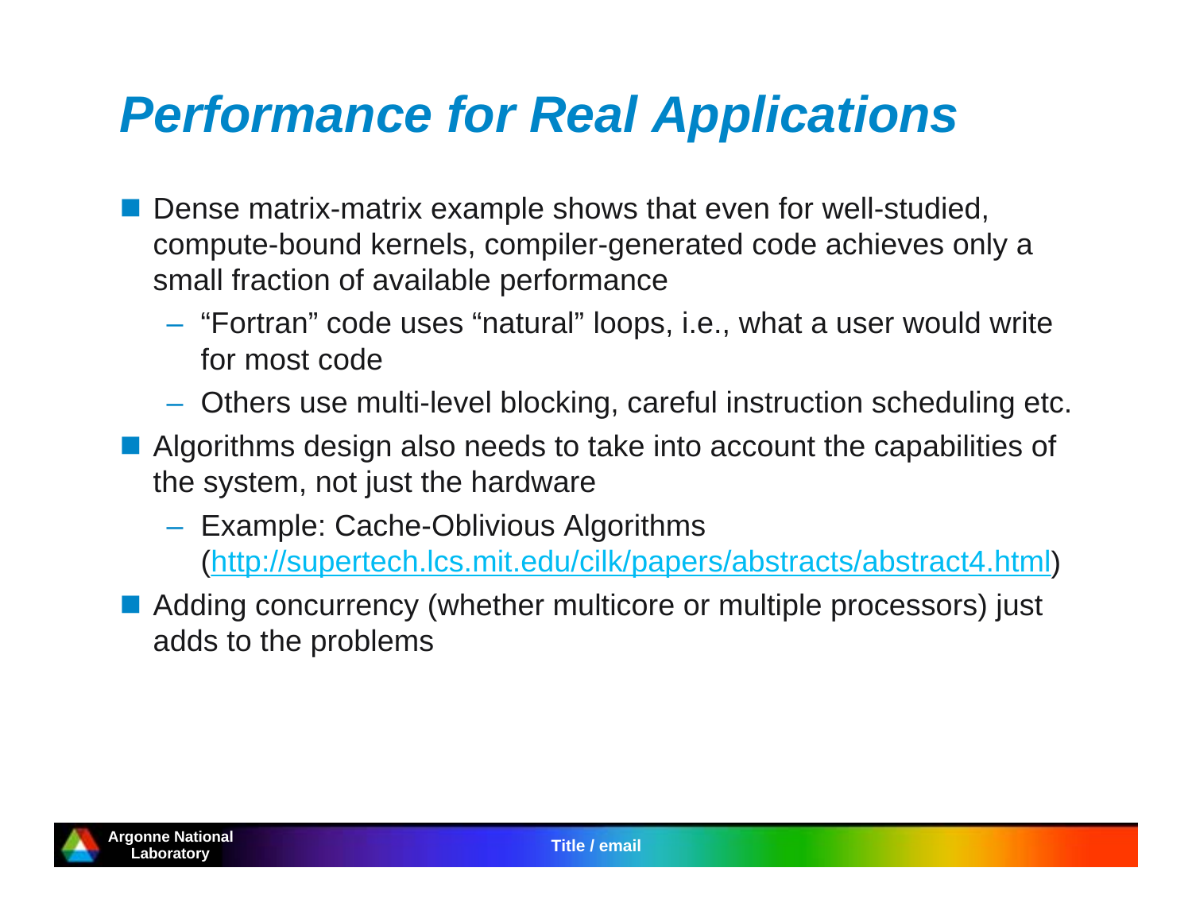# *Performance for Real Applications*

- Dense matrix-matrix example shows that even for well-studied, compute-bound kernels, compiler-generated code achieves only a small fraction of available performance
  - “Fortran” code uses “natural” loops, i.e., what a user would write for most code
  - Others use multi-level blocking, careful instruction scheduling etc.
- Algorithms design also needs to take into account the capabilities of the system, not just the hardware
  - Example: Cache-Oblivious Algorithms ([http://supertech.lcs.mit.edu/cilk/papers/abstracts/abstract4.html](http://supertech.lcs.mit.edu/cilk/papers/abstracts/abstract4.html))
- Adding concurrency (whether multicore or multiple processors) just adds to the problems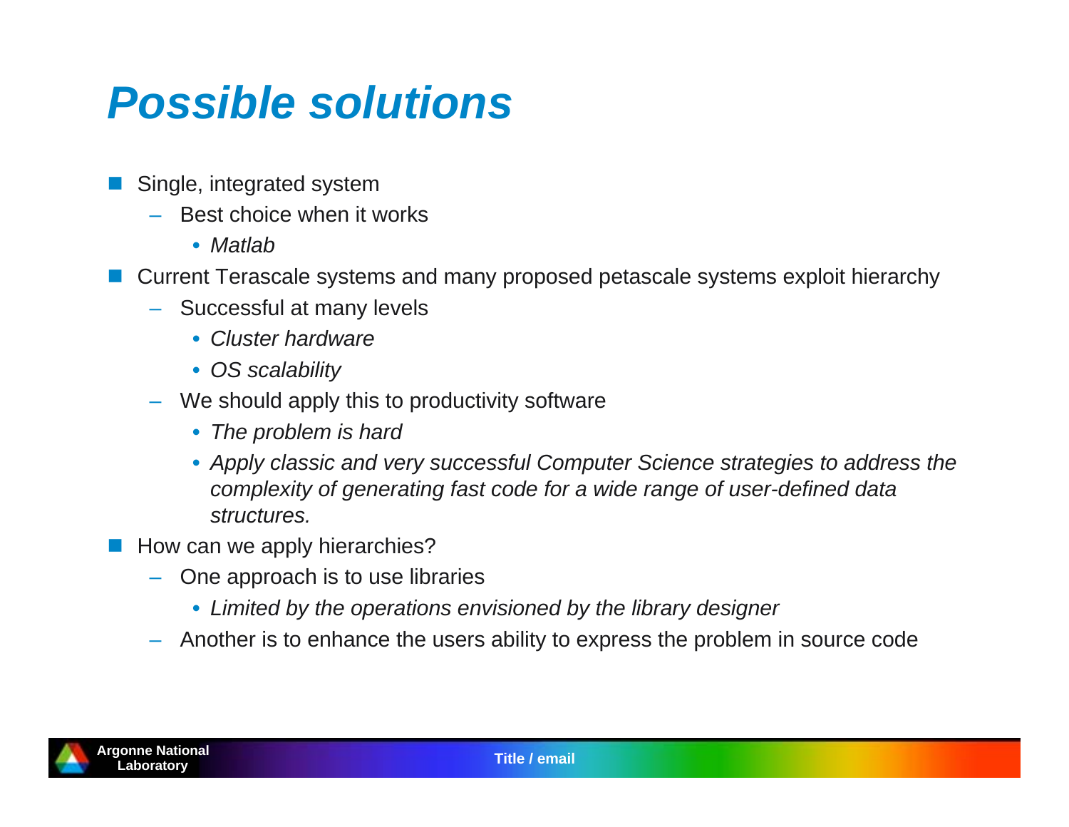# Possible solutions

- Single, integrated system
  - Best choice when it works
    - *Matlab*
- Current Terascale systems and many proposed petascale systems exploit hierarchy
  - Successful at many levels
    - *Cluster hardware*
    - *OS scalability*
  - We should apply this to productivity software
    - *The problem is hard*
    - *Apply classic and very successful Computer Science strategies to address the complexity of generating fast code for a wide range of user-defined data structures.*
- How can we apply hierarchies?
  - One approach is to use libraries
    - *Limited by the operations envisioned by the library designer*
  - Another is to enhance the users ability to express the problem in source code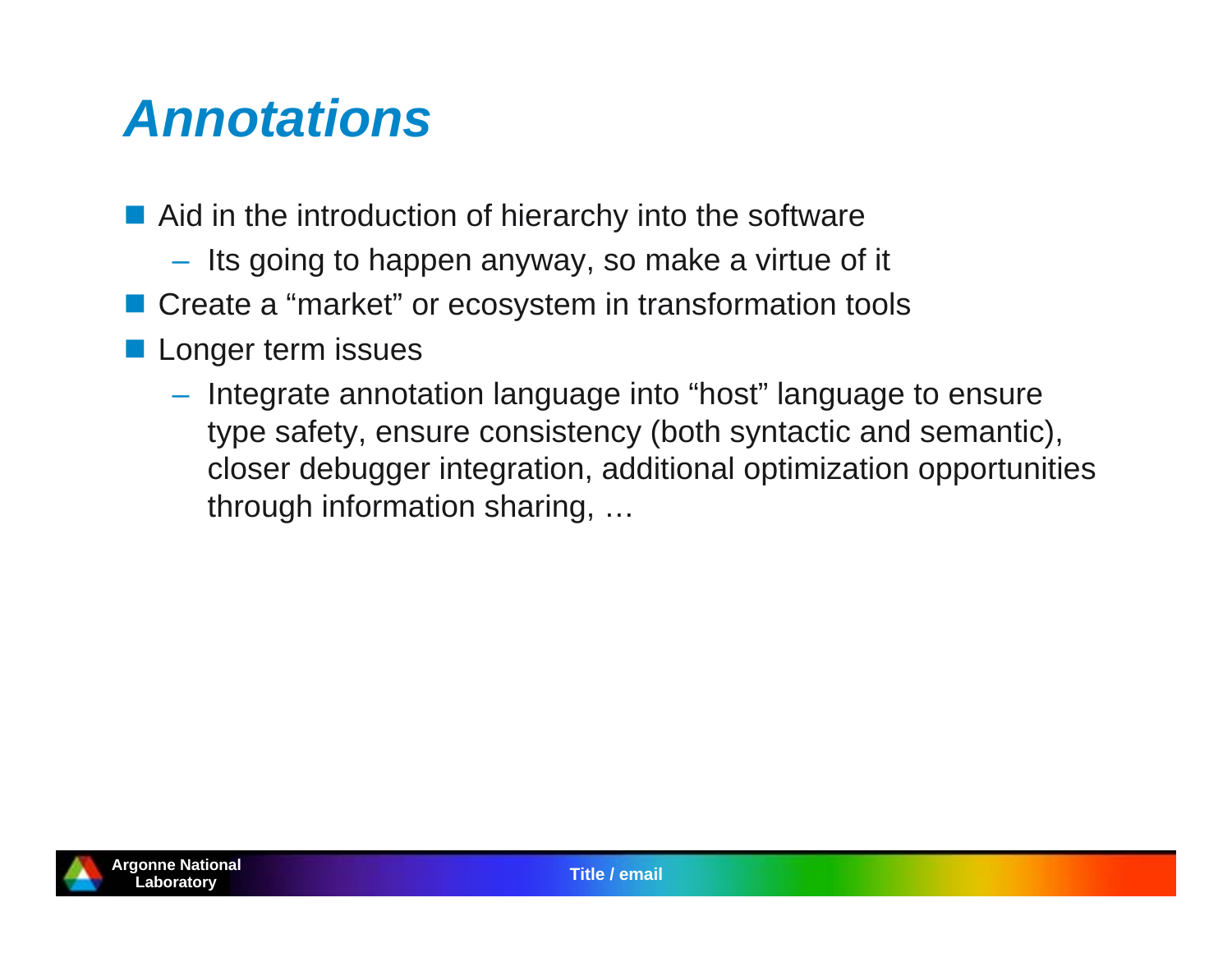# *Annotations*

- Aid in the introduction of hierarchy into the software
  - Its going to happen anyway, so make a virtue of it
- Create a “market” or ecosystem in transformation tools
- Longer term issues
  - Integrate annotation language into “host” language to ensure type safety, ensure consistency (both syntactic and semantic), closer debugger integration, additional optimization opportunities through information sharing, …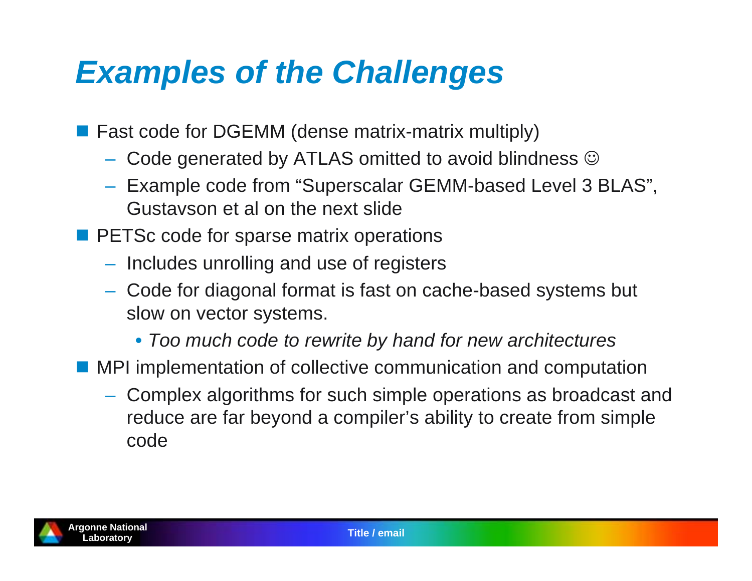# Examples of the Challenges

- Fast code for DGEMM (dense matrix-matrix multiply)
  - Code generated by ATLAS omitted to avoid blindness ☺
  - Example code from "Superscalar GEMM-based Level 3 BLAS", Gustavson et al on the next slide
- PETSc code for sparse matrix operations
  - Includes unrolling and use of registers
  - Code for diagonal format is fast on cache-based systems but slow on vector systems.
    - *Too much code to rewrite by hand for new architectures*
- MPI implementation of collective communication and computation
  - Complex algorithms for such simple operations as broadcast and reduce are far beyond a compiler's ability to create from simple code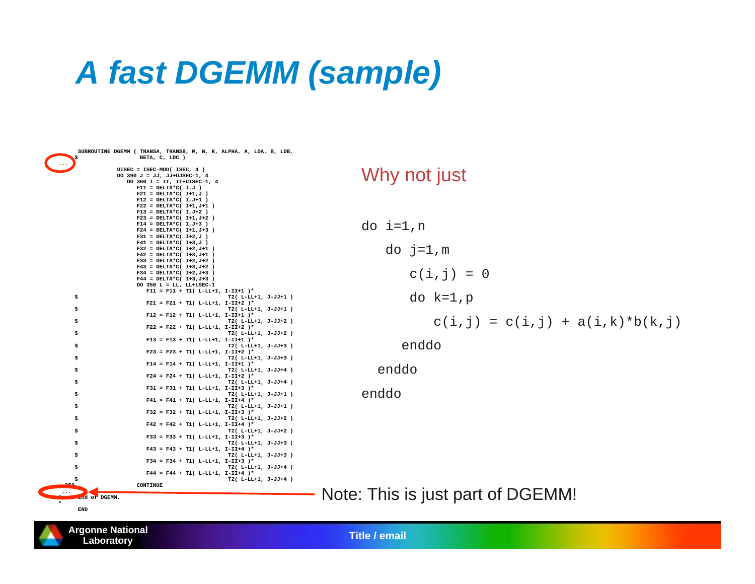# A fast DGEMM (sample)

```fortran
      SUBROUTINE DGEMM ( TRANSA, TRANSB, M, N, K, ALPHA, A, LDA, B, LDB,
     $                   BETA, C, LDC )
...
            UISEC = ISEC-MOD( ISEC, 4 )
            DO 390 J = JJ, JJ+UJSEC-1, 4
               DO 360 I = II, II+UISEC-1, 4
                  F11 = DELTA*C( I,J )
                  F21 = DELTA*C( I+1,J )
                  F12 = DELTA*C( I,J+1 )
                  F22 = DELTA*C( I+1,J+1 )
                  F13 = DELTA*C( I,J+2 )
                  F23 = DELTA*C( I+1,J+2 )
                  F14 = DELTA*C( I,J+3 )
                  F24 = DELTA*C( I+1,J+3 )
                  F31 = DELTA*C( I+2,J )
                  F41 = DELTA*C( I+3,J )
                  F32 = DELTA*C( I+2,J+1 )
                  F42 = DELTA*C( I+3,J+1 )
                  F33 = DELTA*C( I+2,J+2 )
                  F43 = DELTA*C( I+3,J+2 )
                  F34 = DELTA*C( I+2,J+3 )
                  F44 = DELTA*C( I+3,J+3 )
                  DO 350 L = LL, LL+LSEC-1
                     F11 = F11 + T1( L-LL+1, I-II+1 )*
     $                           T2( L-LL+1, J-JJ+1 )
                     F21 = F21 + T1( L-LL+1, I-II+2 )*
     $                           T2( L-LL+1, J-JJ+1 )
                     F12 = F12 + T1( L-LL+1, I-II+1 )*
     $                           T2( L-LL+1, J-JJ+2 )
                     F22 = F22 + T1( L-LL+1, I-II+2 )*
     $                           T2( L-LL+1, J-JJ+2 )
                     F13 = F13 + T1( L-LL+1, I-II+1 )*
     $                           T2( L-LL+1, J-JJ+3 )
                     F23 = F23 + T1( L-LL+1, I-II+2 )*
     $                           T2( L-LL+1, J-JJ+3 )
                     F14 = F14 + T1( L-LL+1, I-II+1 )*
     $                           T2( L-LL+1, J-JJ+4 )
                     F24 = F24 + T1( L-LL+1, I-II+2 )*
     $                           T2( L-LL+1, J-JJ+4 )
                     F31 = F31 + T1( L-LL+1, I-II+3 )*
     $                           T2( L-LL+1, J-JJ+1 )
                     F41 = F41 + T1( L-LL+1, I-II+4 )*
     $                           T2( L-LL+1, J-JJ+1 )
                     F32 = F32 + T1( L-LL+1, I-II+3 )*
     $                           T2( L-LL+1, J-JJ+2 )
                     F42 = F42 + T1( L-LL+1, I-II+4 )*
     $                           T2( L-LL+1, J-JJ+2 )
                     F33 = F33 + T1( L-LL+1, I-II+3 )*
     $                           T2( L-LL+1, J-JJ+3 )
                     F43 = F43 + T1( L-LL+1, I-II+4 )*
     $                           T2( L-LL+1, J-JJ+3 )
                     F34 = F34 + T1( L-LL+1, I-II+3 )*
     $                           T2( L-LL+1, J-JJ+4 )
                     F44 = F44 + T1( L-LL+1, I-II+4 )*
     $                           T2( L-LL+1, J-JJ+4 )
  350             CONTINUE
...
*     End of DGEMM.
*
      END
```

Why not just

```fortran
do i=1,n
   do j=1,m
      c(i,j) = 0
      do k=1,p
         c(i,j) = c(i,j) + a(i,k)*b(k,j)
      enddo
   enddo
enddo
```

Note: This is just part of DGEMM!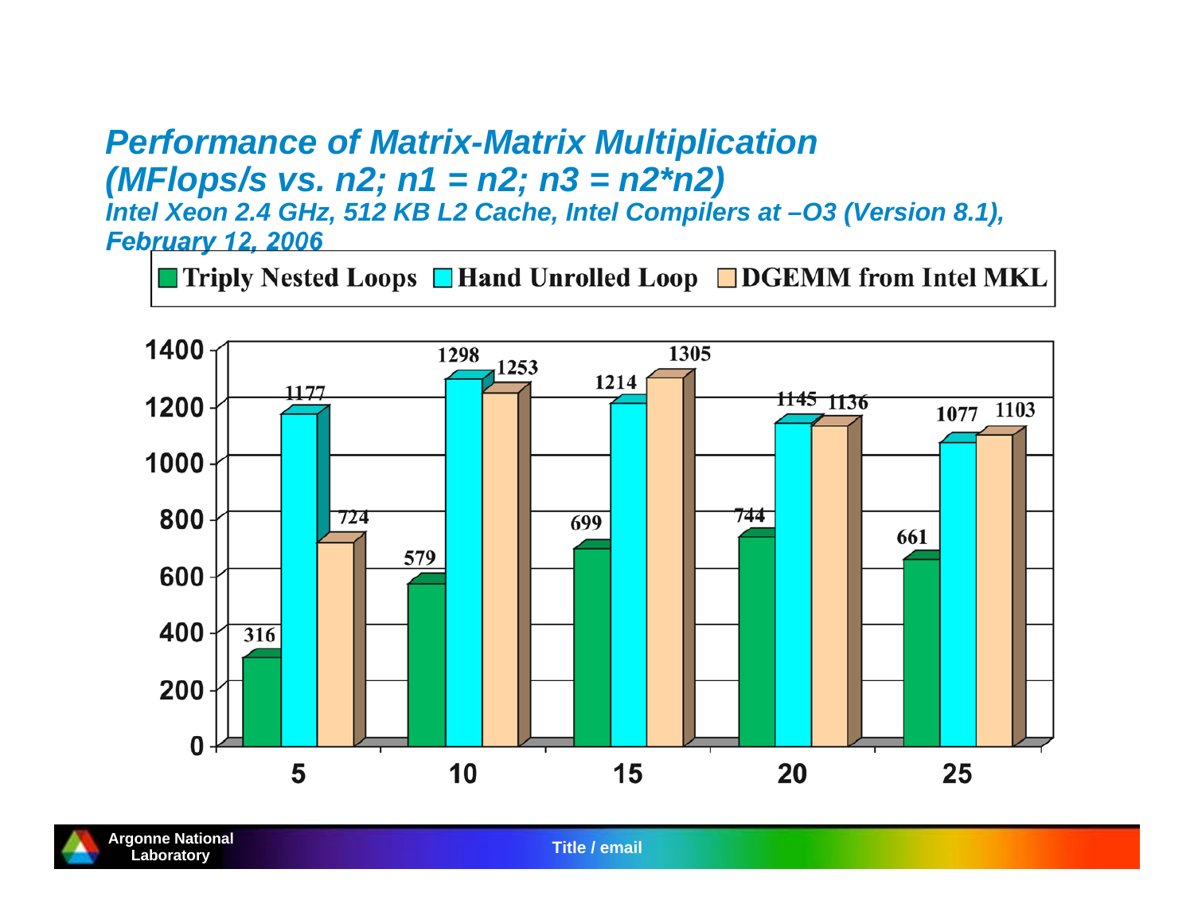# Performance of Matrix-Matrix Multiplication (MFlops/s vs. n2; n1 = n2; n3 = n2*n2)

### Intel Xeon 2.4 GHz, 512 KB L2 Cache, Intel Compilers at –O3 (Version 8.1), February 12, 2006

| n2 | Triply Nested Loops | Hand Unrolled Loop | DGEMM from Intel MKL |
|---|---|---|---|
| 5 | 316 | 1177 | 724 |
| 10 | 579 | 1298 | 1253 |
| 15 | 699 | 1214 | 1305 |
| 20 | 744 | 1145 | 1136 |
| 25 | 661 | 1077 | 1103 |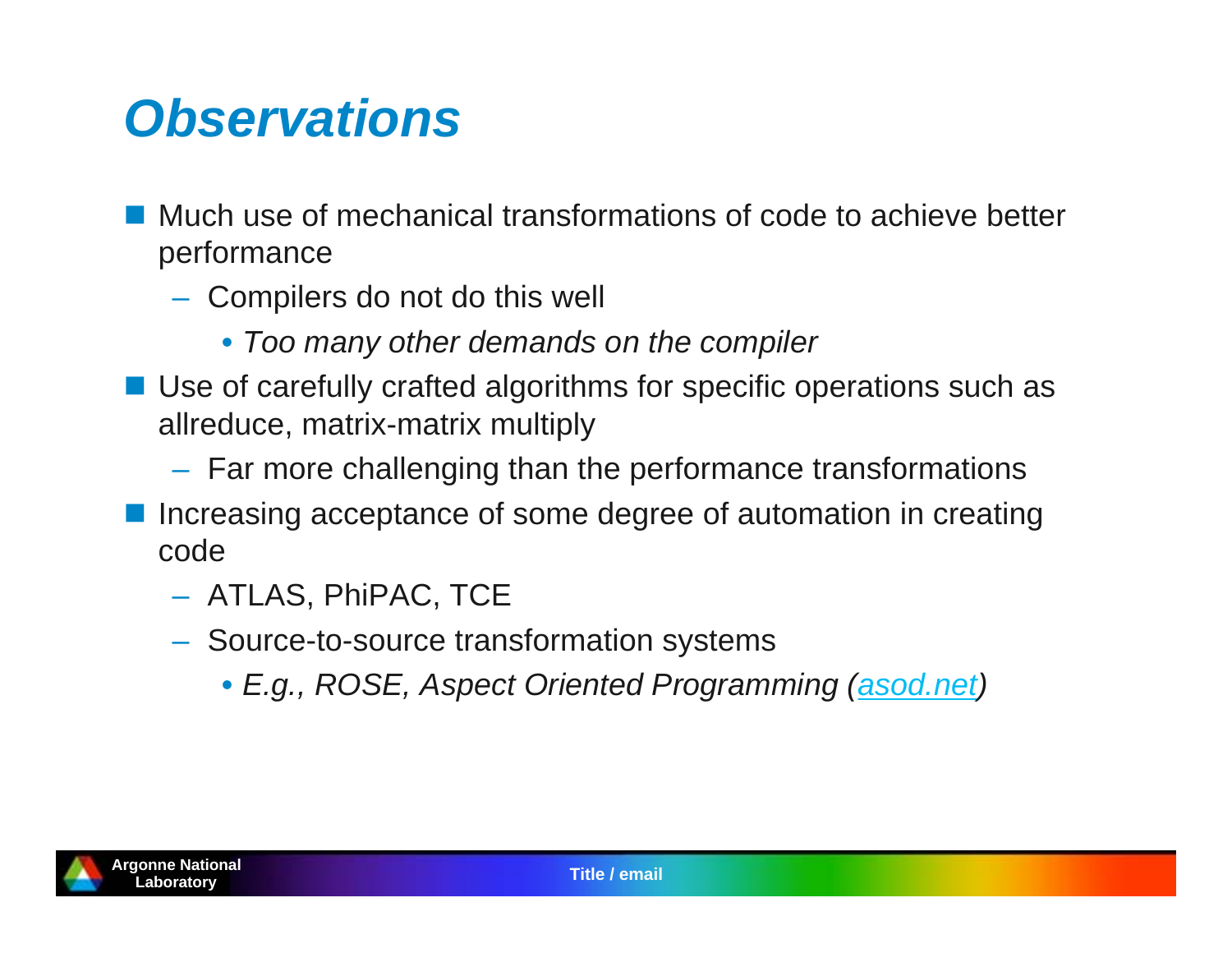# *Observations*

- Much use of mechanical transformations of code to achieve better performance
  - Compilers do not do this well
    - *Too many other demands on the compiler*
- Use of carefully crafted algorithms for specific operations such as allreduce, matrix-matrix multiply
  - Far more challenging than the performance transformations
- Increasing acceptance of some degree of automation in creating code
  - ATLAS, PhiPAC, TCE
  - Source-to-source transformation systems
    - *E.g., ROSE, Aspect Oriented Programming (asod.net)*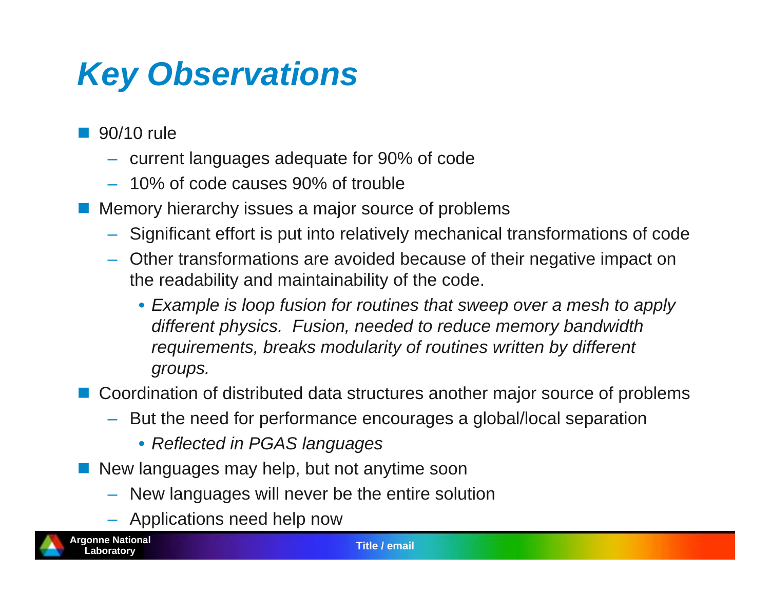# *Key Observations*

- 90/10 rule
  - current languages adequate for 90% of code
  - 10% of code causes 90% of trouble
- Memory hierarchy issues a major source of problems
  - Significant effort is put into relatively mechanical transformations of code
  - Other transformations are avoided because of their negative impact on the readability and maintainability of the code.
    - *Example is loop fusion for routines that sweep over a mesh to apply different physics. Fusion, needed to reduce memory bandwidth requirements, breaks modularity of routines written by different groups.*
- Coordination of distributed data structures another major source of problems
  - But the need for performance encourages a global/local separation
    - *Reflected in PGAS languages*
- New languages may help, but not anytime soon
  - New languages will never be the entire solution
  - Applications need help now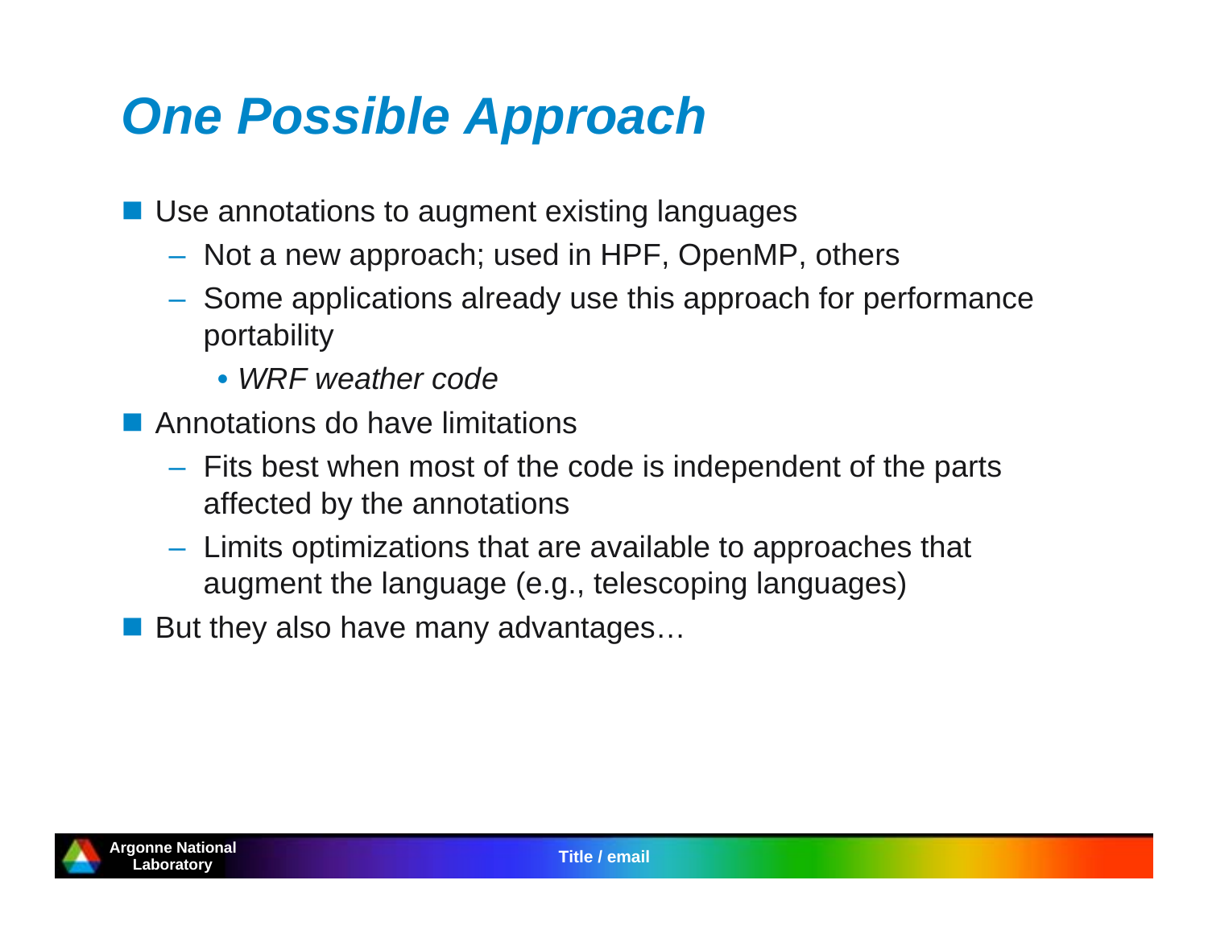# One Possible Approach

- Use annotations to augment existing languages
  - Not a new approach; used in HPF, OpenMP, others
  - Some applications already use this approach for performance portability
    - *WRF weather code*
- Annotations do have limitations
  - Fits best when most of the code is independent of the parts affected by the annotations
  - Limits optimizations that are available to approaches that augment the language (e.g., telescoping languages)
- But they also have many advantages…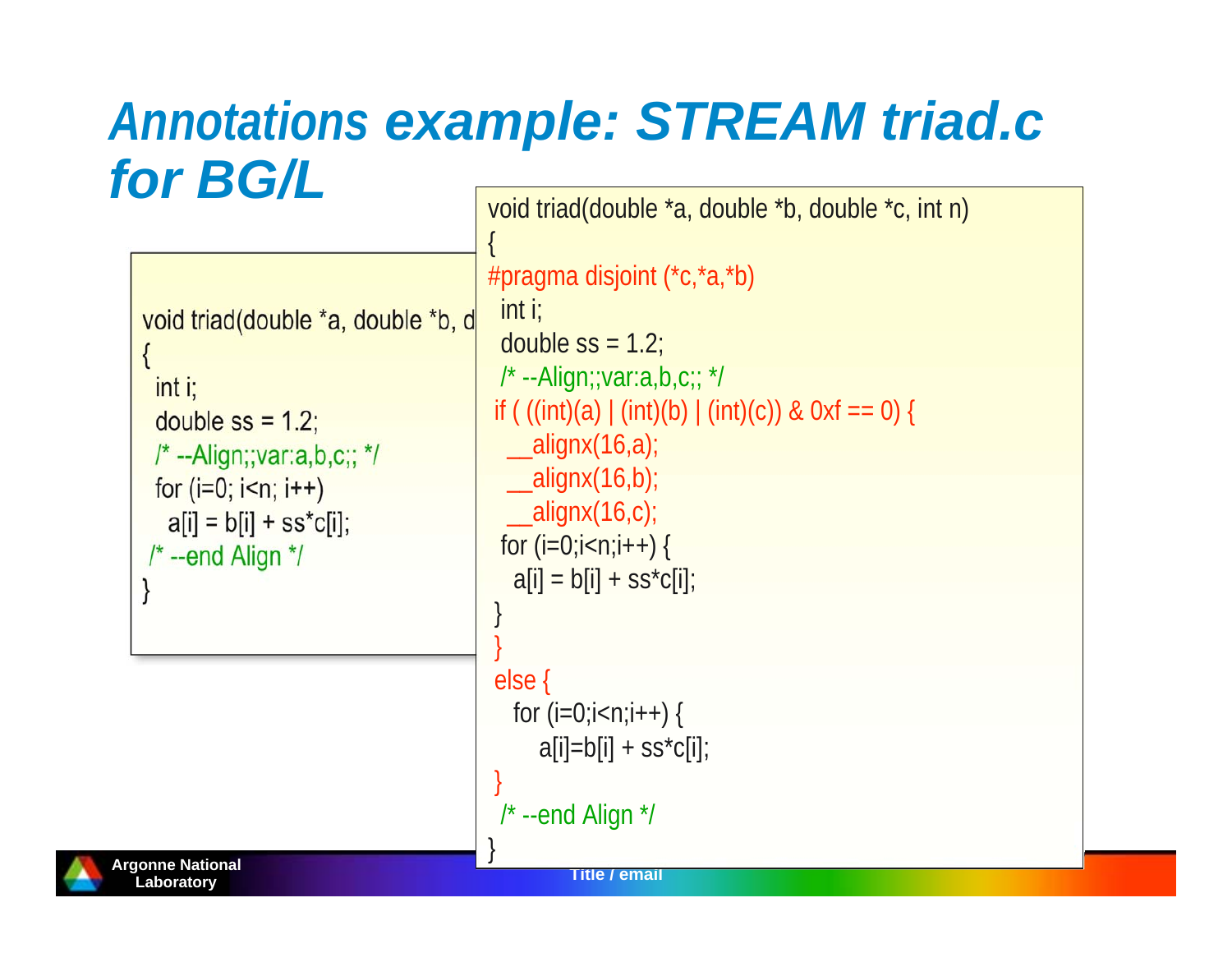# Annotations example: STREAM triad.c for BG/L

```
void triad(double *a, double *b, d
{
  int i;
  double ss = 1.2;
  /* --Align;;var:a,b,c;; */
  for (i=0; i<n; i++)
    a[i] = b[i] + ss*c[i];
 /* --end Align */
}
```

```
void triad(double *a, double *b, double *c, int n)
{
#pragma disjoint (*c,*a,*b)
  int i;
  double ss = 1.2;
  /* --Align;;var:a,b,c;; */
 if ( ((int)(a) | (int)(b) | (int)(c)) & 0xf == 0) {
   __alignx(16,a);
   __alignx(16,b);
   __alignx(16,c);
  for (i=0;i<n;i++) {
    a[i] = b[i] + ss*c[i];
 }
 }
 else {
    for (i=0;i<n;i++) {
        a[i]=b[i] + ss*c[i];
 }
  /* --end Align */
}
```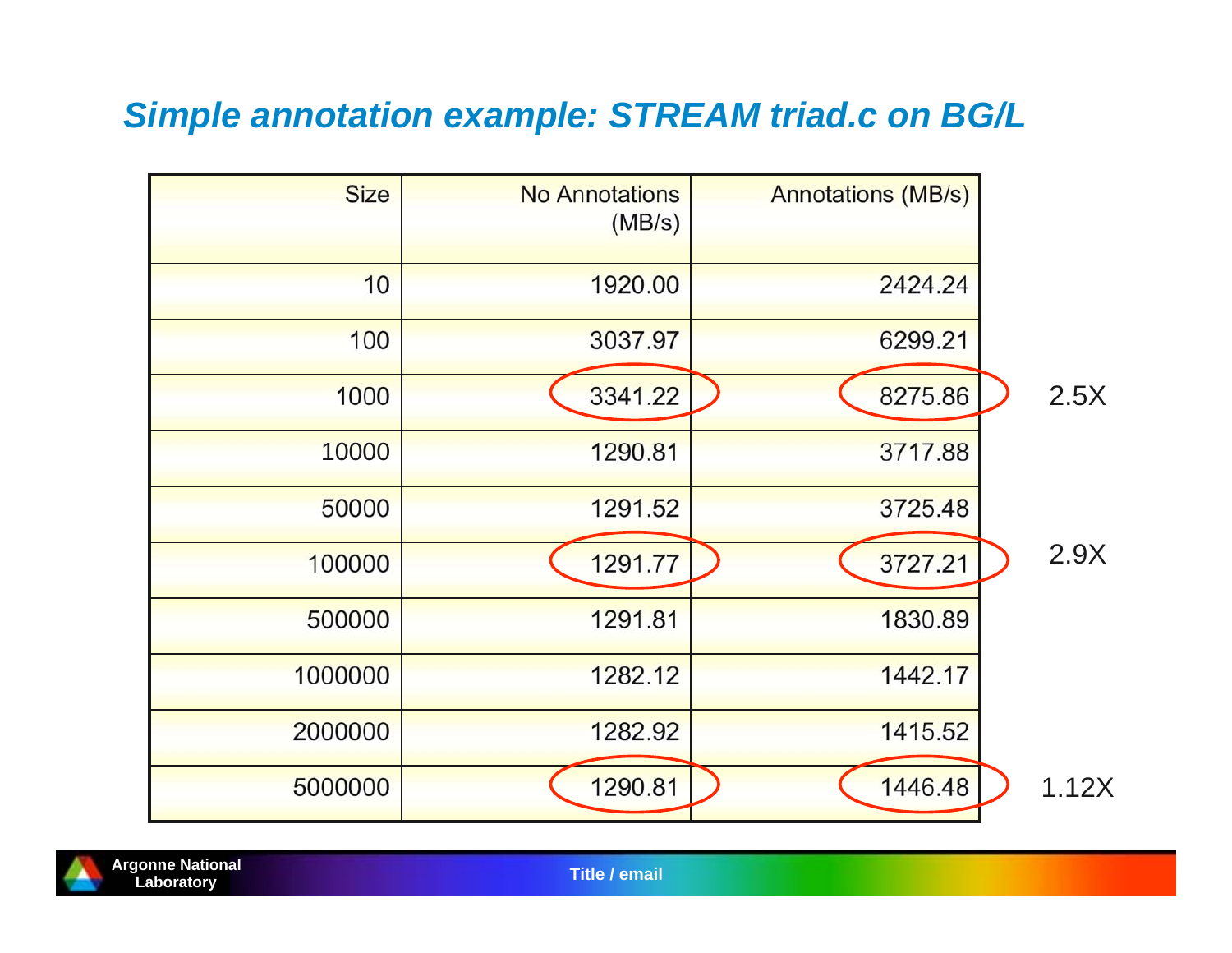## *Simple annotation example: STREAM triad.c on BG/L*

| Size | No Annotations (MB/s) | Annotations (MB/s) | |
|---|---|---|---|
| 10 | 1920.00 | 2424.24 | |
| 100 | 3037.97 | 6299.21 | |
| 1000 | 3341.22 | 8275.86 | 2.5X |
| 10000 | 1290.81 | 3717.88 | |
| 50000 | 1291.52 | 3725.48 | |
| 100000 | 1291.77 | 3727.21 | 2.9X |
| 500000 | 1291.81 | 1830.89 | |
| 1000000 | 1282.12 | 1442.17 | |
| 2000000 | 1282.92 | 1415.52 | |
| 5000000 | 1290.81 | 1446.48 | 1.12X |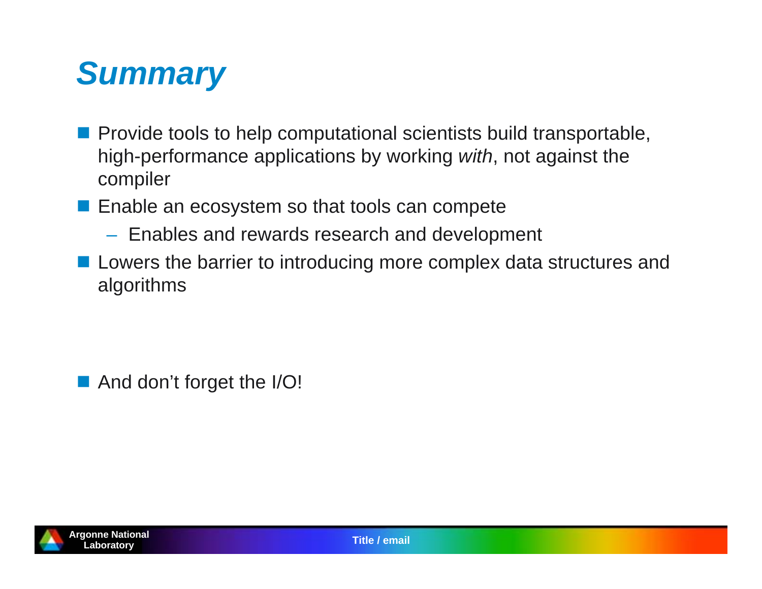# Summary

- Provide tools to help computational scientists build transportable, high-performance applications by working *with*, not against the compiler
- Enable an ecosystem so that tools can compete
  - Enables and rewards research and development
- Lowers the barrier to introducing more complex data structures and algorithms

- And don't forget the I/O!